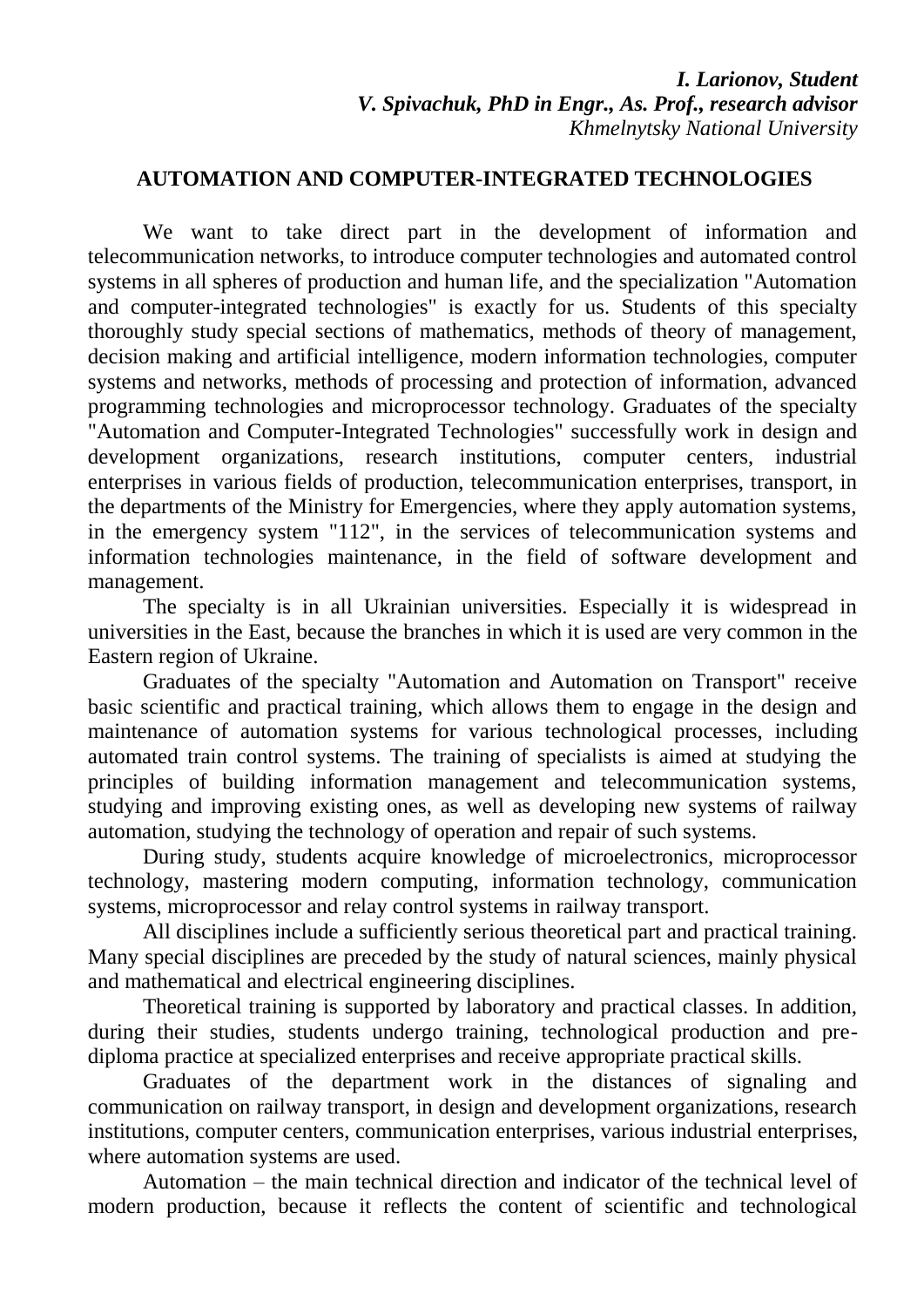***I. Larionov, Student***
***V. Spivachuk, PhD in Engr., As. Prof., research advisor***
*Khmelnytsky National University*

## AUTOMATION AND COMPUTER-INTEGRATED TECHNOLOGIES

We want to take direct part in the development of information and telecommunication networks, to introduce computer technologies and automated control systems in all spheres of production and human life, and the specialization "Automation and computer-integrated technologies" is exactly for us. Students of this specialty thoroughly study special sections of mathematics, methods of theory of management, decision making and artificial intelligence, modern information technologies, computer systems and networks, methods of processing and protection of information, advanced programming technologies and microprocessor technology. Graduates of the specialty "Automation and Computer-Integrated Technologies" successfully work in design and development organizations, research institutions, computer centers, industrial enterprises in various fields of production, telecommunication enterprises, transport, in the departments of the Ministry for Emergencies, where they apply automation systems, in the emergency system "112", in the services of telecommunication systems and information technologies maintenance, in the field of software development and management.

The specialty is in all Ukrainian universities. Especially it is widespread in universities in the East, because the branches in which it is used are very common in the Eastern region of Ukraine.

Graduates of the specialty "Automation and Automation on Transport" receive basic scientific and practical training, which allows them to engage in the design and maintenance of automation systems for various technological processes, including automated train control systems. The training of specialists is aimed at studying the principles of building information management and telecommunication systems, studying and improving existing ones, as well as developing new systems of railway automation, studying the technology of operation and repair of such systems.

During study, students acquire knowledge of microelectronics, microprocessor technology, mastering modern computing, information technology, communication systems, microprocessor and relay control systems in railway transport.

All disciplines include a sufficiently serious theoretical part and practical training. Many special disciplines are preceded by the study of natural sciences, mainly physical and mathematical and electrical engineering disciplines.

Theoretical training is supported by laboratory and practical classes. In addition, during their studies, students undergo training, technological production and pre-diploma practice at specialized enterprises and receive appropriate practical skills.

Graduates of the department work in the distances of signaling and communication on railway transport, in design and development organizations, research institutions, computer centers, communication enterprises, various industrial enterprises, where automation systems are used.

Automation – the main technical direction and indicator of the technical level of modern production, because it reflects the content of scientific and technological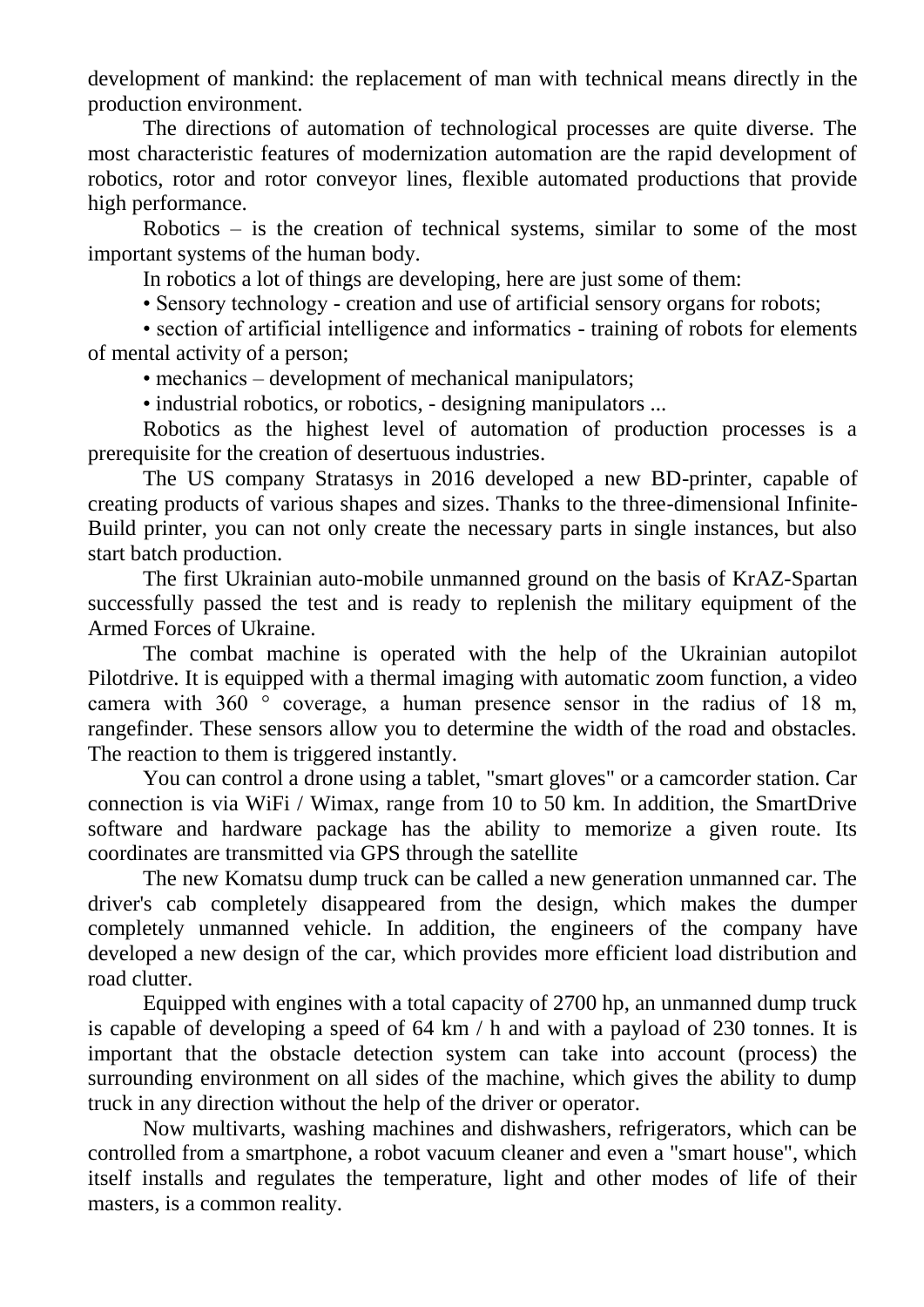development of mankind: the replacement of man with technical means directly in the production environment.

The directions of automation of technological processes are quite diverse. The most characteristic features of modernization automation are the rapid development of robotics, rotor and rotor conveyor lines, flexible automated productions that provide high performance.

Robotics – is the creation of technical systems, similar to some of the most important systems of the human body.

In robotics a lot of things are developing, here are just some of them:

• Sensory technology - creation and use of artificial sensory organs for robots;

• section of artificial intelligence and informatics - training of robots for elements of mental activity of a person;

• mechanics – development of mechanical manipulators;

• industrial robotics, or robotics, - designing manipulators ...

Robotics as the highest level of automation of production processes is a prerequisite for the creation of desertuous industries.

The US company Stratasys in 2016 developed a new BD-printer, capable of creating products of various shapes and sizes. Thanks to the three-dimensional Infinite-Build printer, you can not only create the necessary parts in single instances, but also start batch production.

The first Ukrainian auto-mobile unmanned ground on the basis of KrAZ-Spartan successfully passed the test and is ready to replenish the military equipment of the Armed Forces of Ukraine.

The combat machine is operated with the help of the Ukrainian autopilot Pilotdrive. It is equipped with a thermal imaging with automatic zoom function, a video camera with 360 ° coverage, a human presence sensor in the radius of 18 m, rangefinder. These sensors allow you to determine the width of the road and obstacles. The reaction to them is triggered instantly.

You can control a drone using a tablet, "smart gloves" or a camcorder station. Car connection is via WiFi / Wimax, range from 10 to 50 km. In addition, the SmartDrive software and hardware package has the ability to memorize a given route. Its coordinates are transmitted via GPS through the satellite

The new Komatsu dump truck can be called a new generation unmanned car. The driver's cab completely disappeared from the design, which makes the dumper completely unmanned vehicle. In addition, the engineers of the company have developed a new design of the car, which provides more efficient load distribution and road clutter.

Equipped with engines with a total capacity of 2700 hp, an unmanned dump truck is capable of developing a speed of 64 km / h and with a payload of 230 tonnes. It is important that the obstacle detection system can take into account (process) the surrounding environment on all sides of the machine, which gives the ability to dump truck in any direction without the help of the driver or operator.

Now multivarts, washing machines and dishwashers, refrigerators, which can be controlled from a smartphone, a robot vacuum cleaner and even a "smart house", which itself installs and regulates the temperature, light and other modes of life of their masters, is a common reality.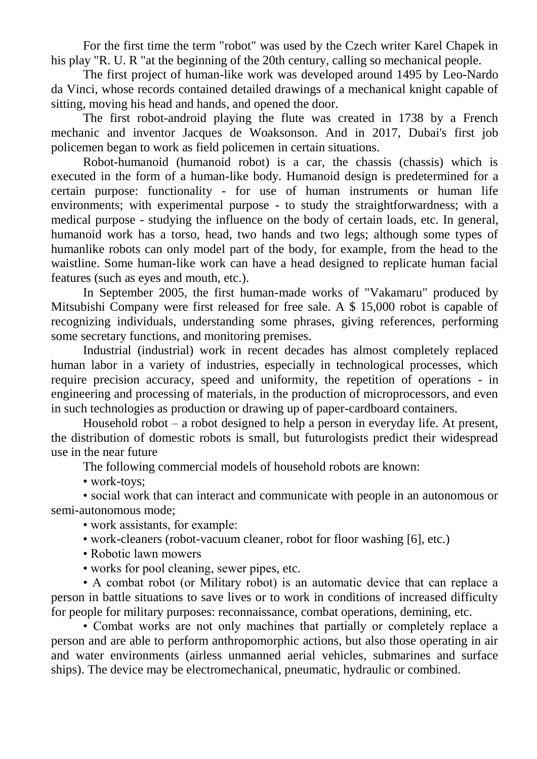For the first time the term "robot" was used by the Czech writer Karel Chapek in his play "R. U. R "at the beginning of the 20th century, calling so mechanical people.

The first project of human-like work was developed around 1495 by Leo-Nardo da Vinci, whose records contained detailed drawings of a mechanical knight capable of sitting, moving his head and hands, and opened the door.

The first robot-android playing the flute was created in 1738 by a French mechanic and inventor Jacques de Woaksonson. And in 2017, Dubai's first job policemen began to work as field policemen in certain situations.

Robot-humanoid (humanoid robot) is a car, the chassis (chassis) which is executed in the form of a human-like body. Humanoid design is predetermined for a certain purpose: functionality - for use of human instruments or human life environments; with experimental purpose - to study the straightforwardness; with a medical purpose - studying the influence on the body of certain loads, etc. In general, humanoid work has a torso, head, two hands and two legs; although some types of humanlike robots can only model part of the body, for example, from the head to the waistline. Some human-like work can have a head designed to replicate human facial features (such as eyes and mouth, etc.).

In September 2005, the first human-made works of "Vakamaru" produced by Mitsubishi Company were first released for free sale. A $ 15,000 robot is capable of recognizing individuals, understanding some phrases, giving references, performing some secretary functions, and monitoring premises.

Industrial (industrial) work in recent decades has almost completely replaced human labor in a variety of industries, especially in technological processes, which require precision accuracy, speed and uniformity, the repetition of operations - in engineering and processing of materials, in the production of microprocessors, and even in such technologies as production or drawing up of paper-cardboard containers.

Household robot – a robot designed to help a person in everyday life. At present, the distribution of domestic robots is small, but futurologists predict their widespread use in the near future

The following commercial models of household robots are known:

- work-toys;
- social work that can interact and communicate with people in an autonomous or semi-autonomous mode;
- work assistants, for example:
- work-cleaners (robot-vacuum cleaner, robot for floor washing [6], etc.)
- Robotic lawn mowers
- works for pool cleaning, sewer pipes, etc.
- A combat robot (or Military robot) is an automatic device that can replace a person in battle situations to save lives or to work in conditions of increased difficulty for people for military purposes: reconnaissance, combat operations, demining, etc.
- Combat works are not only machines that partially or completely replace a person and are able to perform anthropomorphic actions, but also those operating in air and water environments (airless unmanned aerial vehicles, submarines and surface ships). The device may be electromechanical, pneumatic, hydraulic or combined.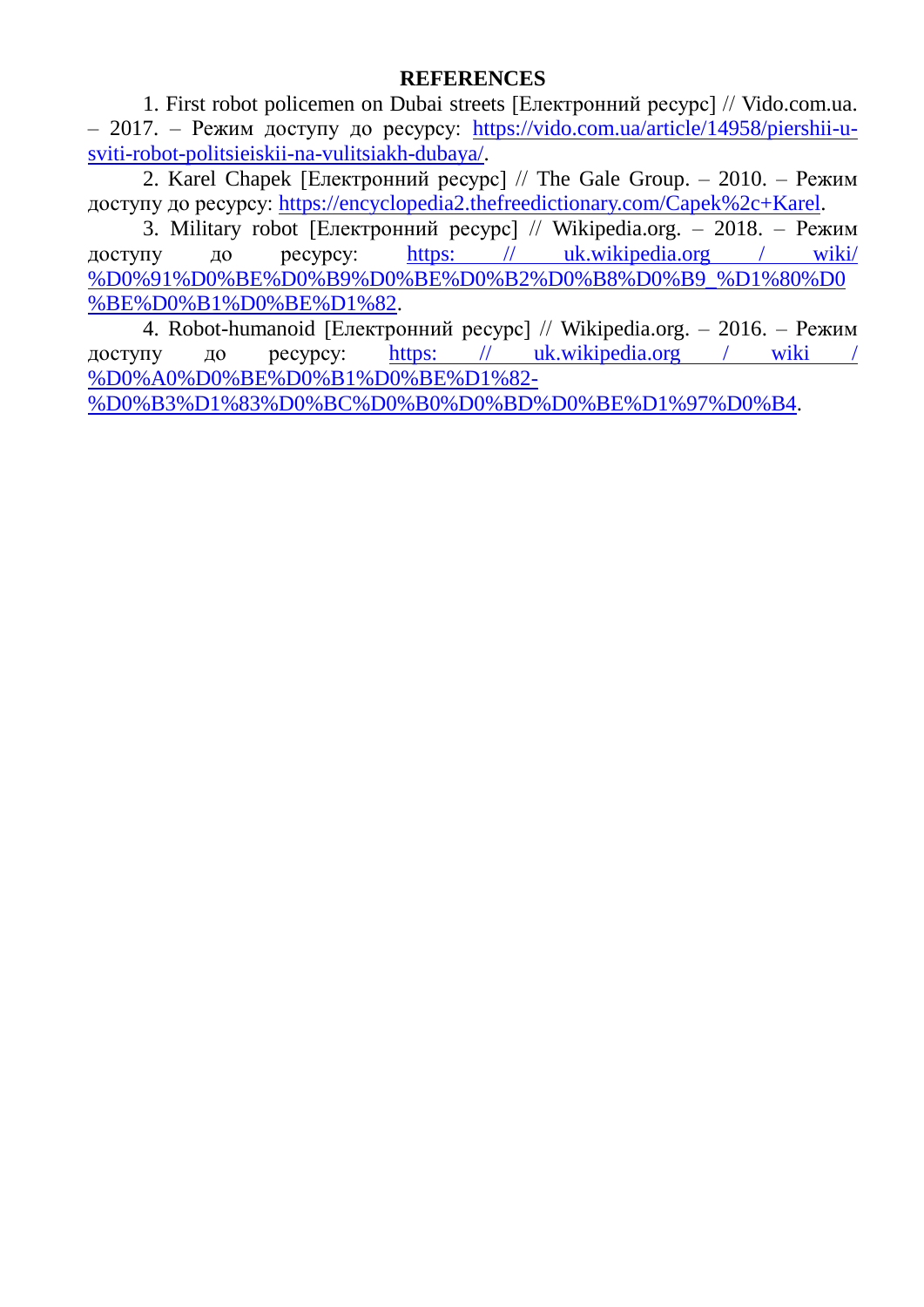**REFERENCES**

1. First robot policemen on Dubai streets [Електронний ресурс] // Vido.com.ua. – 2017. – Режим доступу до ресурсу: https://vido.com.ua/article/14958/piershii-u-sviti-robot-politsieiskii-na-vulitsiakh-dubaya/.

2. Karel Chapek [Електронний ресурс] // The Gale Group. – 2010. – Режим доступу до ресурсу: https://encyclopedia2.thefreedictionary.com/Capek%2c+Karel.

3. Military robot [Електронний ресурс] // Wikipedia.org. – 2018. – Режим доступу до ресурсу: https: // uk.wikipedia.org / wiki/ %D0%91%D0%BE%D0%B9%D0%BE%D0%B2%D0%B8%D0%B9_%D1%80%D0%BE%D0%B1%D0%BE%D1%82.

4. Robot-humanoid [Електронний ресурс] // Wikipedia.org. – 2016. – Режим доступу до ресурсу: https: // uk.wikipedia.org / wiki / %D0%A0%D0%BE%D0%B1%D0%BE%D1%82-%D0%B3%D1%83%D0%BC%D0%B0%D0%BD%D0%BE%D1%97%D0%B4.